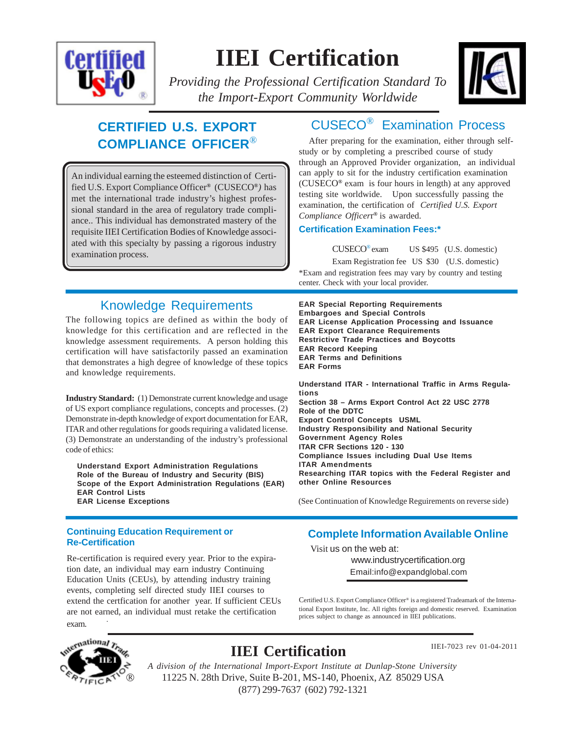# IIEI Certification

*Providing the Professional Certification Standard To the Import-Export Community Worldwide*

## CERTIFIED U.S. EXPORT COMPLIANCE OFFICER®

An individual earning the esteemed distinction of Certified U.S. Export Compliance Officer® (CUSECO®) has met the international trade industry's highest professional standard in the area of regulatory trade compliance.. This individual has demonstrated mastery of the requisite IIEI Certification Bodies of Knowledge associated with this specialty by passing a rigorous industry examination process.

## CUSECO® Examination Process

After preparing for the examination, either through self-study or by completing a prescribed course of study through an Approved Provider organization, an individual can apply to sit for the industry certification examination (CUSECO® exam is four hours in length) at any approved testing site worldwide. Upon successfully passing the examination, the certification of *Certified U.S. Export Compliance Officer®* is awarded.

### Certification Examination Fees:*

| | | |
|---|---|---|
| CUSECO® exam | US $495 | (U.S. domestic) |
| Exam Registration fee | US $30 | (U.S. domestic) |

*Exam and registration fees may vary by country and testing center. Check with your local provider.

## Knowledge Requirements

The following topics are defined as within the body of knowledge for this certification and are reflected in the knowledge assessment requirements. A person holding this certification will have satisfactorily passed an examination that demonstrates a high degree of knowledge of these topics and knowledge requirements.

**Industry Standard:** (1) Demonstrate current knowledge and usage of US export compliance regulations, concepts and processes. (2) Demonstrate in-depth knowledge of export documentation for EAR, ITAR and other regulations for goods requiring a validated license. (3) Demonstrate an understanding of the industry's professional code of ethics:

**Understand Export Administration Regulations**
**Role of the Bureau of Industry and Security (BIS)**
**Scope of the Export Administration Regulations (EAR)**
**EAR Control Lists**
**EAR License Exceptions**
**EAR Special Reporting Requirements**
**Embargoes and Special Controls**
**EAR License Application Processing and Issuance**
**EAR Export Clearance Requirements**
**Restrictive Trade Practices and Boycotts**
**EAR Record Keeping**
**EAR Terms and Definitions**
**EAR Forms**

**Understand ITAR - International Traffic in Arms Regulations**
**Section 38 – Arms Export Control Act 22 USC 2778**
**Role of the DDTC**
**Export Control Concepts USML**
**Industry Responsibility and National Security**
**Government Agency Roles**
**ITAR CFR Sections 120 - 130**
**Compliance Issues including Dual Use Items**
**ITAR Amendments**
**Researching ITAR topics with the Federal Register and other Online Resources**

(See Continuation of Knowledge Reguirements on reverse side)

### Continuing Education Requirement or Re-Certification

Re-certification is required every year. Prior to the expiration date, an individual may earn industry Continuing Education Units (CEUs), by attending industry training events, completing self directed study IIEI courses to extend the certfication for another year. If sufficient CEUs are not earned, an individual must retake the certification exam.

## Complete Information Available Online

Visit us on the web at:

www.industrycertification.org
Email:info@expandglobal.com

Certified U.S. Export Compliance Officer® is a registered Trademark of the International Export Institute, Inc. All rights foreign and domestic reserved. Examination prices subject to change as announced in IIEI publications.

## IIEI Certification

IIEI-7023 rev 01-04-2011

*A division of the International Import-Export Institute at Dunlap-Stone University*
11225 N. 28th Drive, Suite B-201, MS-140, Phoenix, AZ 85029 USA
(877) 299-7637 (602) 792-1321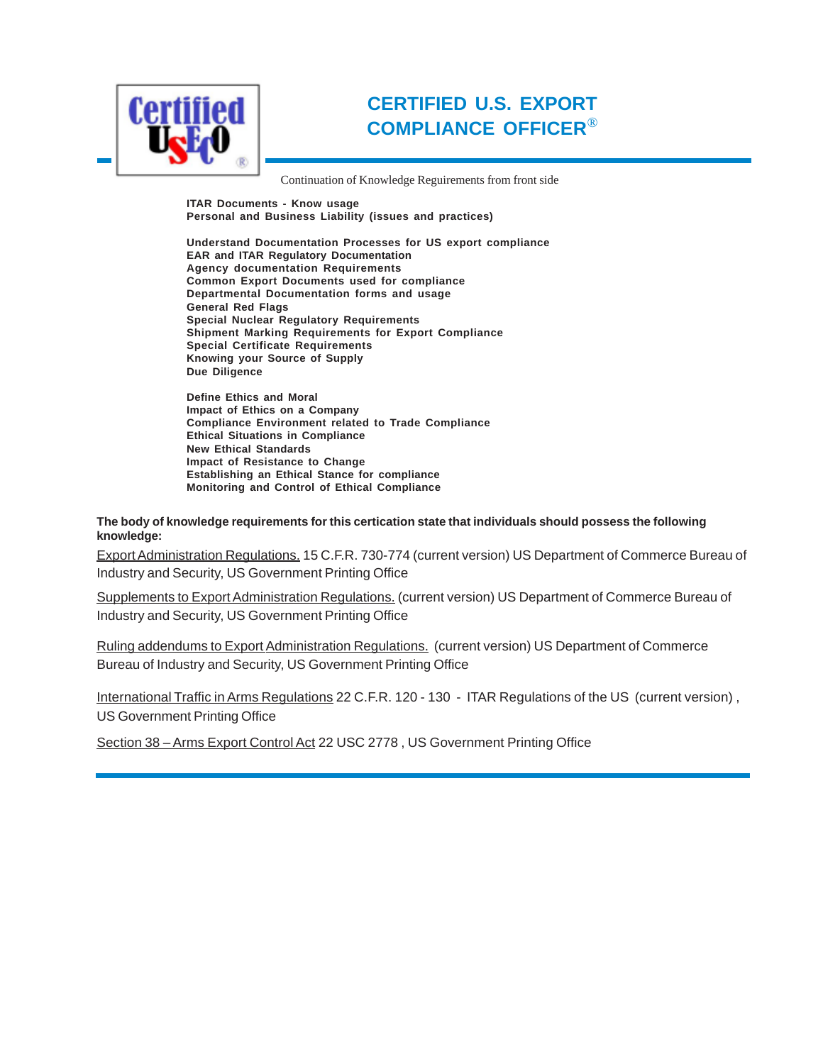# CERTIFIED U.S. EXPORT COMPLIANCE OFFICER®

Continuation of Knowledge Reguirements from front side

**ITAR Documents - Know usage**
**Personal and Business Liability (issues and practices)**

**Understand Documentation Processes for US export compliance**
**EAR and ITAR Regulatory Documentation**
**Agency documentation Requirements**
**Common Export Documents used for compliance**
**Departmental Documentation forms and usage**
**General Red Flags**
**Special Nuclear Regulatory Requirements**
**Shipment Marking Requirements for Export Compliance**
**Special Certificate Requirements**
**Knowing your Source of Supply**
**Due Diligence**

**Define Ethics and Moral**
**Impact of Ethics on a Company**
**Compliance Environment related to Trade Compliance**
**Ethical Situations in Compliance**
**New Ethical Standards**
**Impact of Resistance to Change**
**Establishing an Ethical Stance for compliance**
**Monitoring and Control of Ethical Compliance**

**The body of knowledge requirements for this certication state that individuals should possess the following knowledge:**

Export Administration Regulations. 15 C.F.R. 730-774 (current version) US Department of Commerce Bureau of Industry and Security, US Government Printing Office

Supplements to Export Administration Regulations. (current version) US Department of Commerce Bureau of Industry and Security, US Government Printing Office

Ruling addendums to Export Administration Regulations. (current version) US Department of Commerce Bureau of Industry and Security, US Government Printing Office

International Traffic in Arms Regulations 22 C.F.R. 120 - 130 - ITAR Regulations of the US (current version) , US Government Printing Office

Section 38 – Arms Export Control Act 22 USC 2778 , US Government Printing Office